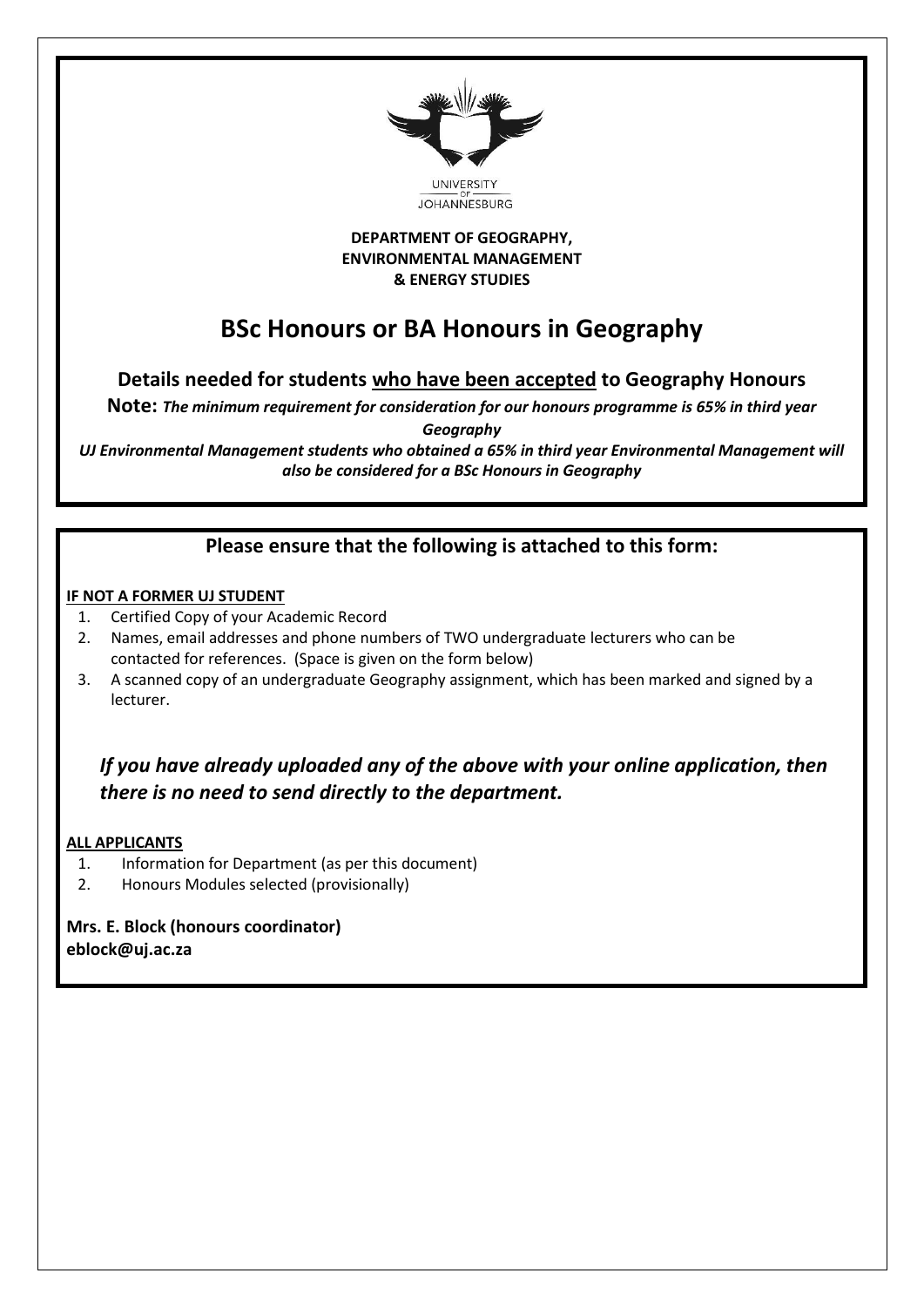UNIVERSITY OF JOHANNESBURG

**DEPARTMENT OF GEOGRAPHY, ENVIRONMENTAL MANAGEMENT & ENERGY STUDIES**

# BSc Honours or BA Honours in Geography

## Details needed for students <u>who have been accepted</u> to Geography Honours

**Note:** ***The minimum requirement for consideration for our honours programme is 65% in third year Geography***

***UJ Environmental Management students who obtained a 65% in third year Environmental Management will also be considered for a BSc Honours in Geography***

## Please ensure that the following is attached to this form:

**<u>IF NOT A FORMER UJ STUDENT</u>**

1. Certified Copy of your Academic Record
2. Names, email addresses and phone numbers of TWO undergraduate lecturers who can be contacted for references. (Space is given on the form below)
3. A scanned copy of an undergraduate Geography assignment, which has been marked and signed by a lecturer.

***If you have already uploaded any of the above with your online application, then there is no need to send directly to the department.***

**<u>ALL APPLICANTS</u>**

1. Information for Department (as per this document)
2. Honours Modules selected (provisionally)

**Mrs. E. Block (honours coordinator)**
**eblock@uj.ac.za**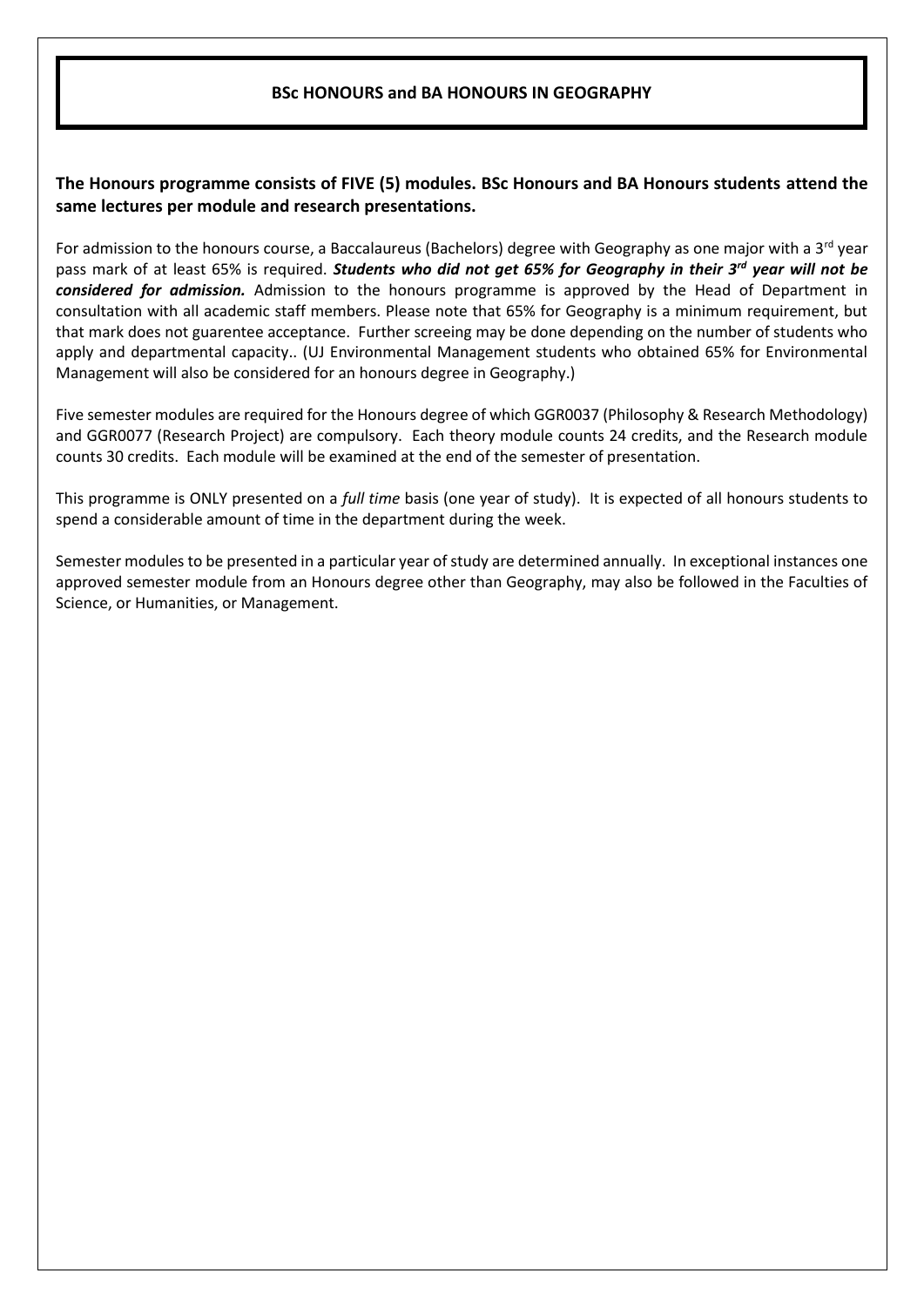# BSc HONOURS and BA HONOURS IN GEOGRAPHY

**The Honours programme consists of FIVE (5) modules. BSc Honours and BA Honours students attend the same lectures per module and research presentations.**

For admission to the honours course, a Baccalaureus (Bachelors) degree with Geography as one major with a 3rd year pass mark of at least 65% is required. ***Students who did not get 65% for Geography in their 3rd year will not be considered for admission.*** Admission to the honours programme is approved by the Head of Department in consultation with all academic staff members. Please note that 65% for Geography is a minimum requirement, but that mark does not guarentee acceptance. Further screeing may be done depending on the number of students who apply and departmental capacity.. (UJ Environmental Management students who obtained 65% for Environmental Management will also be considered for an honours degree in Geography.)

Five semester modules are required for the Honours degree of which GGR0037 (Philosophy & Research Methodology) and GGR0077 (Research Project) are compulsory. Each theory module counts 24 credits, and the Research module counts 30 credits. Each module will be examined at the end of the semester of presentation.

This programme is ONLY presented on a *full time* basis (one year of study). It is expected of all honours students to spend a considerable amount of time in the department during the week.

Semester modules to be presented in a particular year of study are determined annually. In exceptional instances one approved semester module from an Honours degree other than Geography, may also be followed in the Faculties of Science, or Humanities, or Management.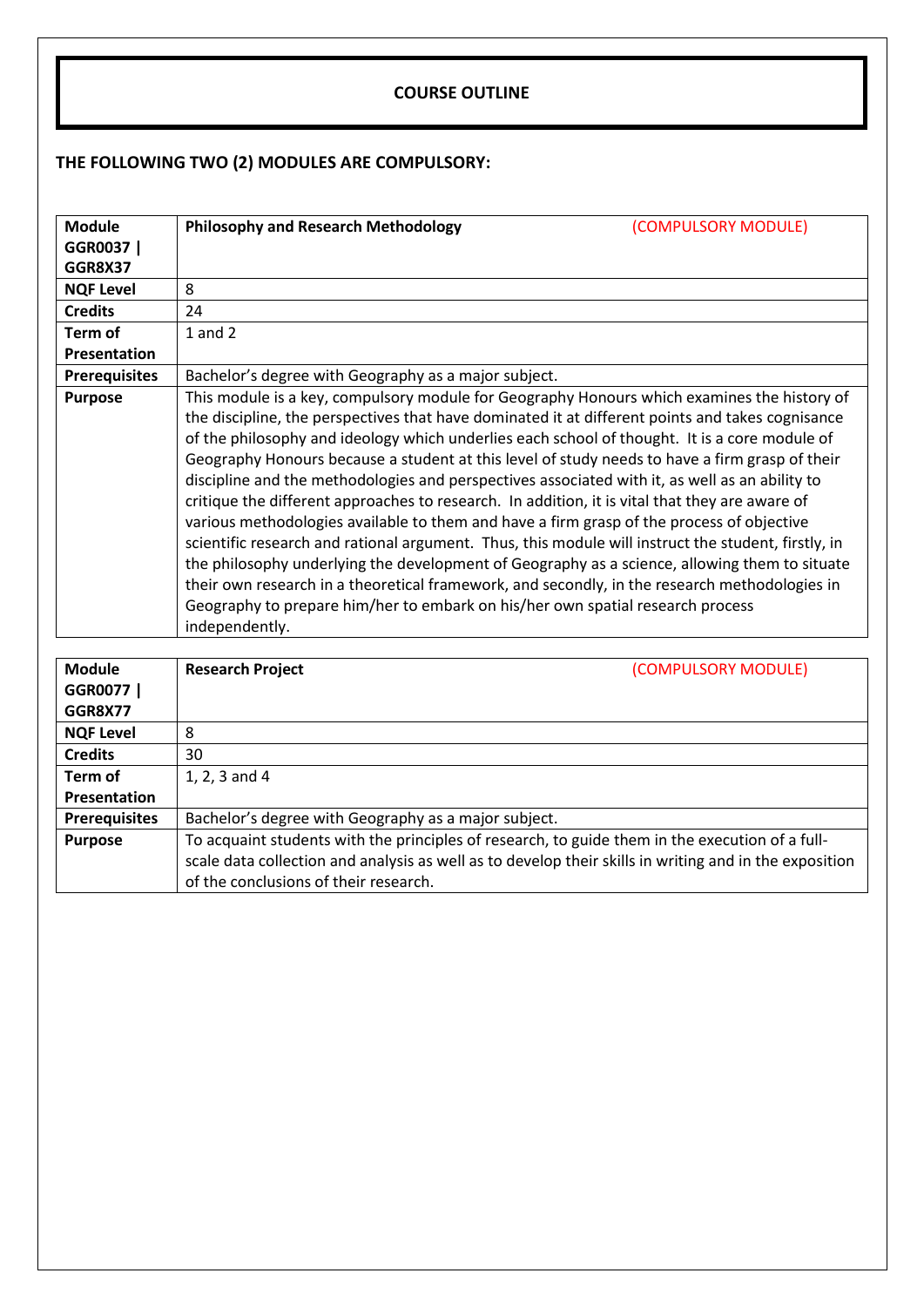# COURSE OUTLINE

**THE FOLLOWING TWO (2) MODULES ARE COMPULSORY:**

| | | |
|---|---|---|
| **Module GGR0037 \| GGR8X37** | **Philosophy and Research Methodology** | (COMPULSORY MODULE) |
| **NQF Level** | 8 | |
| **Credits** | 24 | |
| **Term of Presentation** | 1 and 2 | |
| **Prerequisites** | Bachelor's degree with Geography as a major subject. | |
| **Purpose** | This module is a key, compulsory module for Geography Honours which examines the history of the discipline, the perspectives that have dominated it at different points and takes cognisance of the philosophy and ideology which underlies each school of thought. It is a core module of Geography Honours because a student at this level of study needs to have a firm grasp of their discipline and the methodologies and perspectives associated with it, as well as an ability to critique the different approaches to research. In addition, it is vital that they are aware of various methodologies available to them and have a firm grasp of the process of objective scientific research and rational argument. Thus, this module will instruct the student, firstly, in the philosophy underlying the development of Geography as a science, allowing them to situate their own research in a theoretical framework, and secondly, in the research methodologies in Geography to prepare him/her to embark on his/her own spatial research process independently. | |

| | | |
|---|---|---|
| **Module GGR0077 \| GGR8X77** | **Research Project** | (COMPULSORY MODULE) |
| **NQF Level** | 8 | |
| **Credits** | 30 | |
| **Term of Presentation** | 1, 2, 3 and 4 | |
| **Prerequisites** | Bachelor's degree with Geography as a major subject. | |
| **Purpose** | To acquaint students with the principles of research, to guide them in the execution of a full-scale data collection and analysis as well as to develop their skills in writing and in the exposition of the conclusions of their research. | |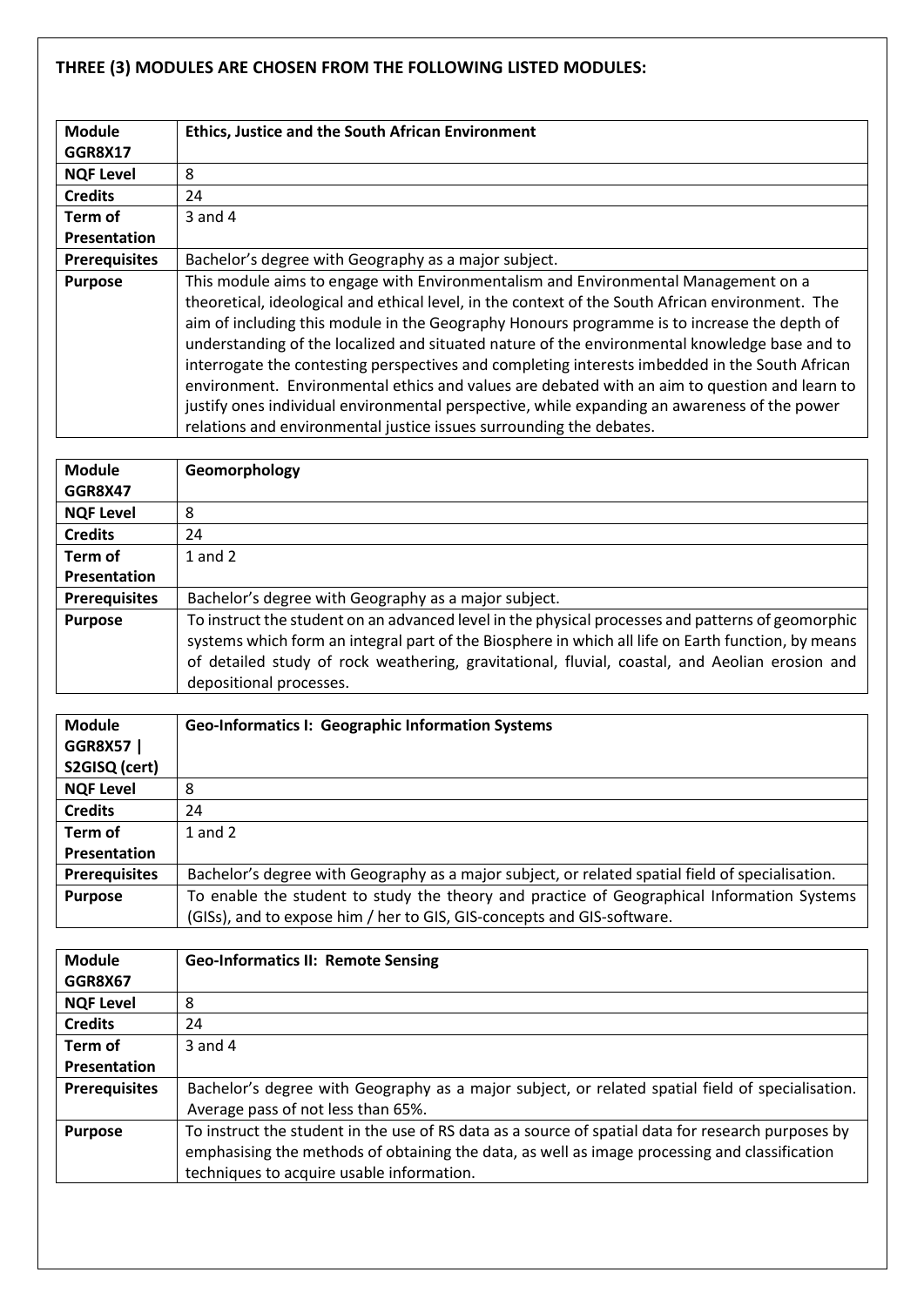**THREE (3) MODULES ARE CHOSEN FROM THE FOLLOWING LISTED MODULES:**

| | |
|---|---|
| **Module GGR8X17** | **Ethics, Justice and the South African Environment** |
| **NQF Level** | 8 |
| **Credits** | 24 |
| **Term of Presentation** | 3 and 4 |
| **Prerequisites** | Bachelor's degree with Geography as a major subject. |
| **Purpose** | This module aims to engage with Environmentalism and Environmental Management on a theoretical, ideological and ethical level, in the context of the South African environment. The aim of including this module in the Geography Honours programme is to increase the depth of understanding of the localized and situated nature of the environmental knowledge base and to interrogate the contesting perspectives and completing interests imbedded in the South African environment. Environmental ethics and values are debated with an aim to question and learn to justify ones individual environmental perspective, while expanding an awareness of the power relations and environmental justice issues surrounding the debates. |

| | |
|---|---|
| **Module GGR8X47** | **Geomorphology** |
| **NQF Level** | 8 |
| **Credits** | 24 |
| **Term of Presentation** | 1 and 2 |
| **Prerequisites** | Bachelor's degree with Geography as a major subject. |
| **Purpose** | To instruct the student on an advanced level in the physical processes and patterns of geomorphic systems which form an integral part of the Biosphere in which all life on Earth function, by means of detailed study of rock weathering, gravitational, fluvial, coastal, and Aeolian erosion and depositional processes. |

| | |
|---|---|
| **Module GGR8X57 \| S2GISQ (cert)** | **Geo-Informatics I: Geographic Information Systems** |
| **NQF Level** | 8 |
| **Credits** | 24 |
| **Term of Presentation** | 1 and 2 |
| **Prerequisites** | Bachelor's degree with Geography as a major subject, or related spatial field of specialisation. |
| **Purpose** | To enable the student to study the theory and practice of Geographical Information Systems (GISs), and to expose him / her to GIS, GIS-concepts and GIS-software. |

| | |
|---|---|
| **Module GGR8X67** | **Geo-Informatics II: Remote Sensing** |
| **NQF Level** | 8 |
| **Credits** | 24 |
| **Term of Presentation** | 3 and 4 |
| **Prerequisites** | Bachelor's degree with Geography as a major subject, or related spatial field of specialisation. Average pass of not less than 65%. |
| **Purpose** | To instruct the student in the use of RS data as a source of spatial data for research purposes by emphasising the methods of obtaining the data, as well as image processing and classification techniques to acquire usable information. |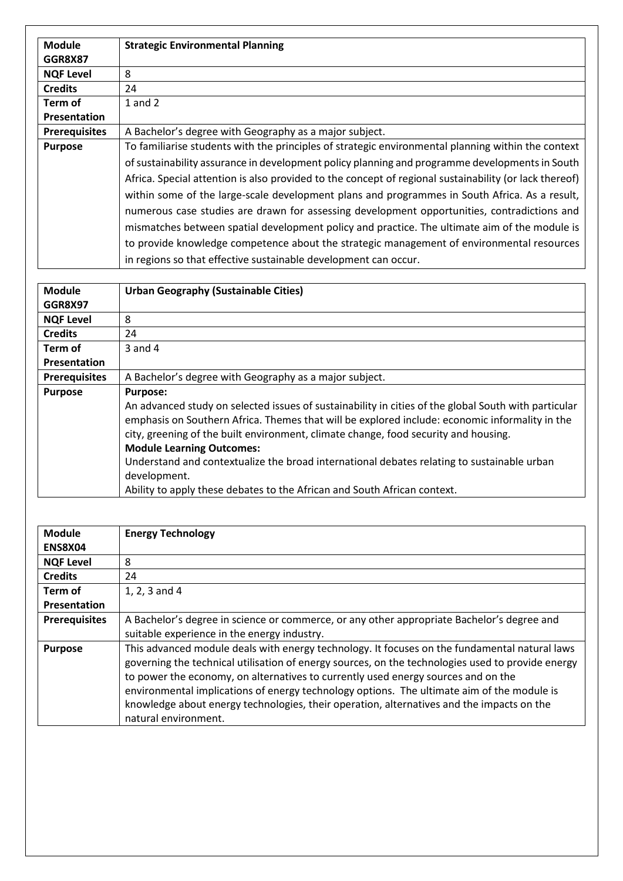| Module GGR8X87 | Strategic Environmental Planning |
|---|---|
| NQF Level | 8 |
| Credits | 24 |
| Term of Presentation | 1 and 2 |
| Prerequisites | A Bachelor's degree with Geography as a major subject. |
| Purpose | To familiarise students with the principles of strategic environmental planning within the context of sustainability assurance in development policy planning and programme developments in South Africa. Special attention is also provided to the concept of regional sustainability (or lack thereof) within some of the large-scale development plans and programmes in South Africa. As a result, numerous case studies are drawn for assessing development opportunities, contradictions and mismatches between spatial development policy and practice. The ultimate aim of the module is to provide knowledge competence about the strategic management of environmental resources in regions so that effective sustainable development can occur. |

| Module GGR8X97 | Urban Geography (Sustainable Cities) |
|---|---|
| NQF Level | 8 |
| Credits | 24 |
| Term of Presentation | 3 and 4 |
| Prerequisites | A Bachelor's degree with Geography as a major subject. |
| Purpose | **Purpose:**<br>An advanced study on selected issues of sustainability in cities of the global South with particular emphasis on Southern Africa. Themes that will be explored include: economic informality in the city, greening of the built environment, climate change, food security and housing.<br>**Module Learning Outcomes:**<br>Understand and contextualize the broad international debates relating to sustainable urban development.<br>Ability to apply these debates to the African and South African context. |

| Module ENS8X04 | Energy Technology |
|---|---|
| NQF Level | 8 |
| Credits | 24 |
| Term of Presentation | 1, 2, 3 and 4 |
| Prerequisites | A Bachelor's degree in science or commerce, or any other appropriate Bachelor's degree and suitable experience in the energy industry. |
| Purpose | This advanced module deals with energy technology. It focuses on the fundamental natural laws governing the technical utilisation of energy sources, on the technologies used to provide energy to power the economy, on alternatives to currently used energy sources and on the environmental implications of energy technology options. The ultimate aim of the module is knowledge about energy technologies, their operation, alternatives and the impacts on the natural environment. |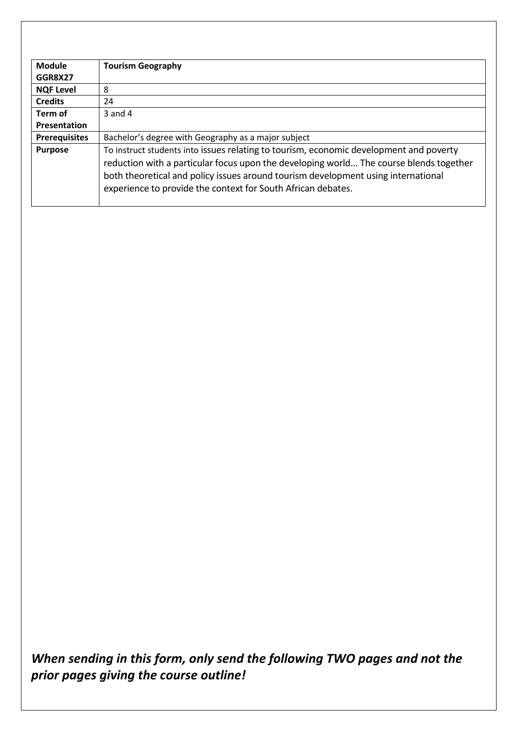| | |
|---|---|
| **Module GGR8X27** | **Tourism Geography** |
| **NQF Level** | 8 |
| **Credits** | 24 |
| **Term of Presentation** | 3 and 4 |
| **Prerequisites** | Bachelor's degree with Geography as a major subject |
| **Purpose** | To instruct students into issues relating to tourism, economic development and poverty reduction with a particular focus upon the developing world... The course blends together both theoretical and policy issues around tourism development using international experience to provide the context for South African debates. |

***When sending in this form, only send the following TWO pages and not the prior pages giving the course outline!***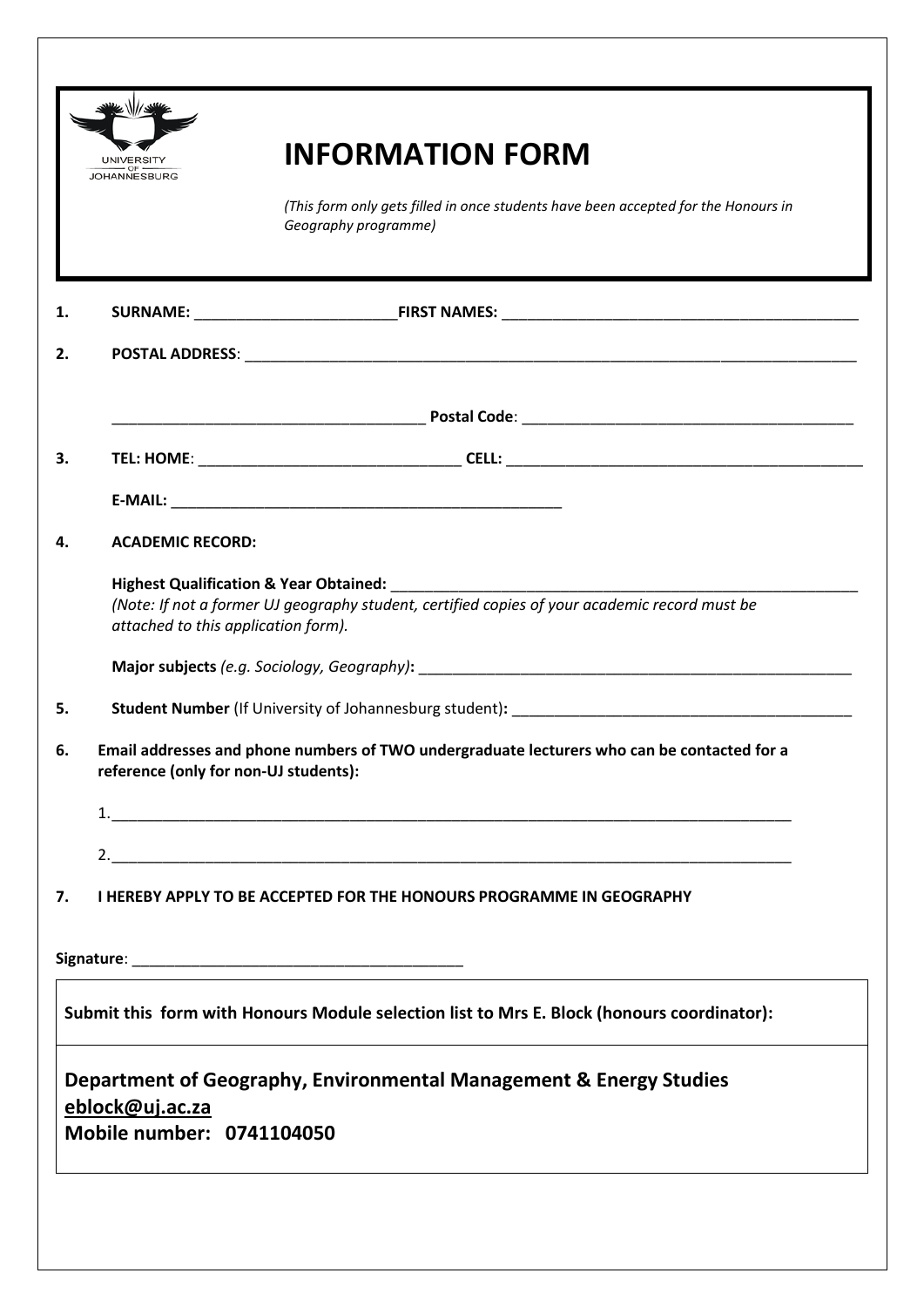UNIVERSITY OF JOHANNESBURG

# INFORMATION FORM

*(This form only gets filled in once students have been accepted for the Honours in Geography programme)*

1. **SURNAME:** ________________________ **FIRST NAMES:** ____________________________________________

2. **POSTAL ADDRESS**: ____________________________________________________________________________

   ____________________________________ **Postal Code**: ______________________________________

3. **TEL: HOME**: _______________________________ **CELL:** ____________________________________________

   **E-MAIL:** _______________________________________________

4. **ACADEMIC RECORD:**

   **Highest Qualification & Year Obtained:** ________________________________________________________
   *(Note: If not a former UJ geography student, certified copies of your academic record must be attached to this application form).*

   **Major subjects** *(e.g. Sociology, Geography)***:** _____________________________________________________

5. **Student Number** (If University of Johannesburg student)**:** _______________________________________

6. **Email addresses and phone numbers of TWO undergraduate lecturers who can be contacted for a reference (only for non-UJ students):**

   1.___________________________________________________________________________________

   2.___________________________________________________________________________________

7. **I HEREBY APPLY TO BE ACCEPTED FOR THE HONOURS PROGRAMME IN GEOGRAPHY**

**Signature**: _______________________________________

**Submit this form with Honours Module selection list to Mrs E. Block (honours coordinator):**

**Department of Geography, Environmental Management & Energy Studies**
**eblock@uj.ac.za**
**Mobile number: 0741104050**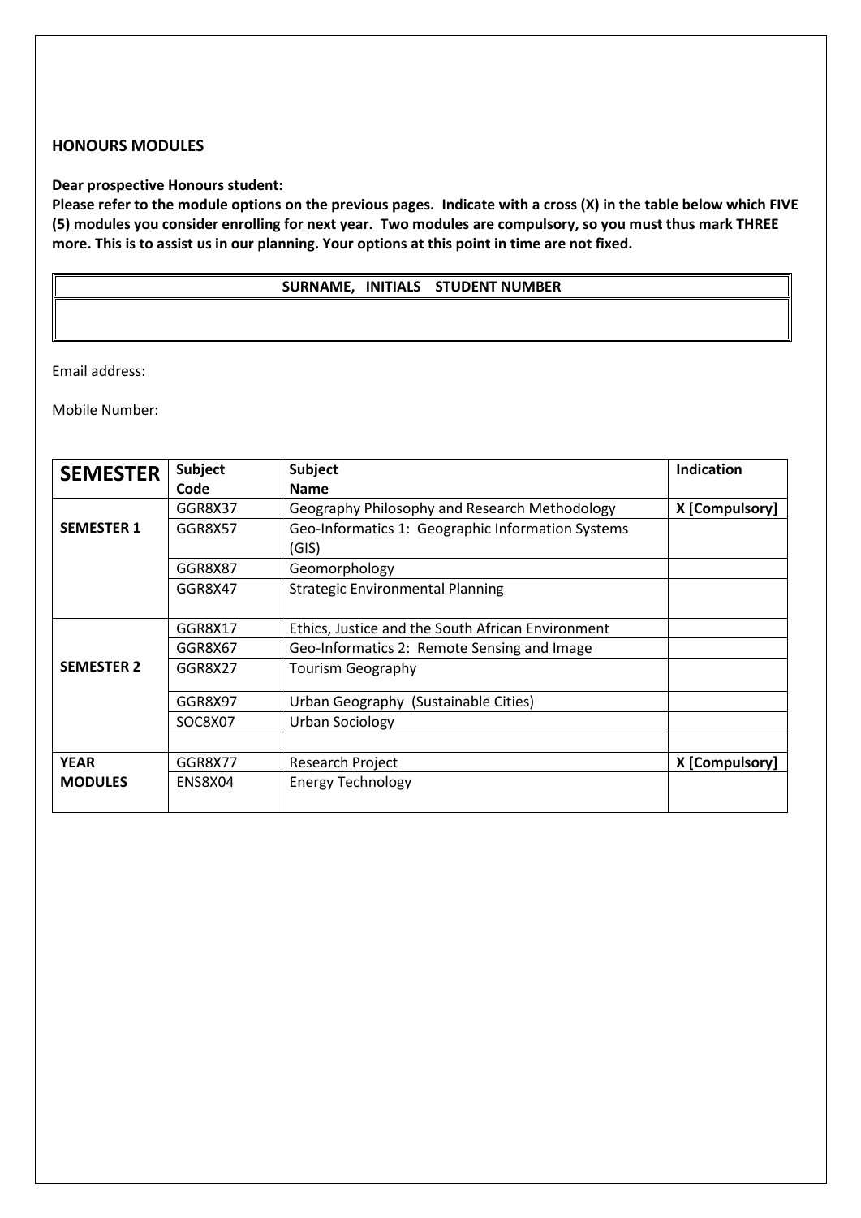**HONOURS MODULES**

**Dear prospective Honours student:**

**Please refer to the module options on the previous pages. Indicate with a cross (X) in the table below which FIVE (5) modules you consider enrolling for next year. Two modules are compulsory, so you must thus mark THREE more. This is to assist us in our planning. Your options at this point in time are not fixed.**

| SURNAME, INITIALS STUDENT NUMBER |
|---|
| |

Email address:

Mobile Number:

| SEMESTER | Subject Code | Subject Name | Indication |
|---|---|---|---|
| SEMESTER 1 | GGR8X37 | Geography Philosophy and Research Methodology | **X [Compulsory]** |
| | GGR8X57 | Geo-Informatics 1: Geographic Information Systems (GIS) | |
| | GGR8X87 | Geomorphology | |
| | GGR8X47 | Strategic Environmental Planning | |
| SEMESTER 2 | GGR8X17 | Ethics, Justice and the South African Environment | |
| | GGR8X67 | Geo-Informatics 2: Remote Sensing and Image | |
| | GGR8X27 | Tourism Geography | |
| | GGR8X97 | Urban Geography (Sustainable Cities) | |
| | SOC8X07 | Urban Sociology | |
| | | | |
| YEAR MODULES | GGR8X77 | Research Project | **X [Compulsory]** |
| | ENS8X04 | Energy Technology | |